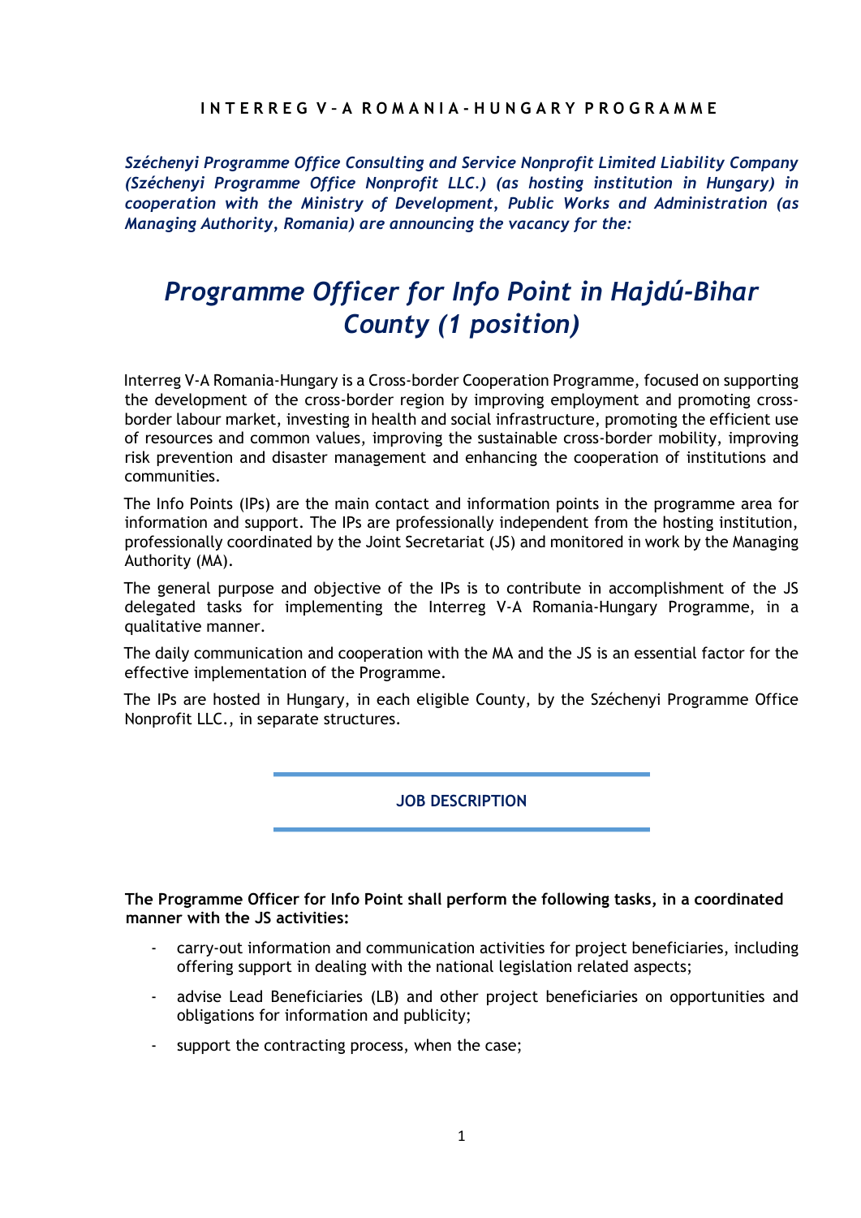**INTERREG V-A ROMANIA-HUNGARY PROGRAMME**

***Széchenyi Programme Office Consulting and Service Nonprofit Limited Liability Company (Széchenyi Programme Office Nonprofit LLC.) (as hosting institution in Hungary) in cooperation with the Ministry of Development, Public Works and Administration (as Managing Authority, Romania) are announcing the vacancy for the:***

# *Programme Officer for Info Point in Hajdú-Bihar County (1 position)*

Interreg V-A Romania-Hungary is a Cross-border Cooperation Programme, focused on supporting the development of the cross-border region by improving employment and promoting cross-border labour market, investing in health and social infrastructure, promoting the efficient use of resources and common values, improving the sustainable cross-border mobility, improving risk prevention and disaster management and enhancing the cooperation of institutions and communities.

The Info Points (IPs) are the main contact and information points in the programme area for information and support. The IPs are professionally independent from the hosting institution, professionally coordinated by the Joint Secretariat (JS) and monitored in work by the Managing Authority (MA).

The general purpose and objective of the IPs is to contribute in accomplishment of the JS delegated tasks for implementing the Interreg V-A Romania-Hungary Programme, in a qualitative manner.

The daily communication and cooperation with the MA and the JS is an essential factor for the effective implementation of the Programme.

The IPs are hosted in Hungary, in each eligible County, by the Széchenyi Programme Office Nonprofit LLC., in separate structures.

## JOB DESCRIPTION

**The Programme Officer for Info Point shall perform the following tasks, in a coordinated manner with the JS activities:**

- carry-out information and communication activities for project beneficiaries, including offering support in dealing with the national legislation related aspects;
- advise Lead Beneficiaries (LB) and other project beneficiaries on opportunities and obligations for information and publicity;
- support the contracting process, when the case;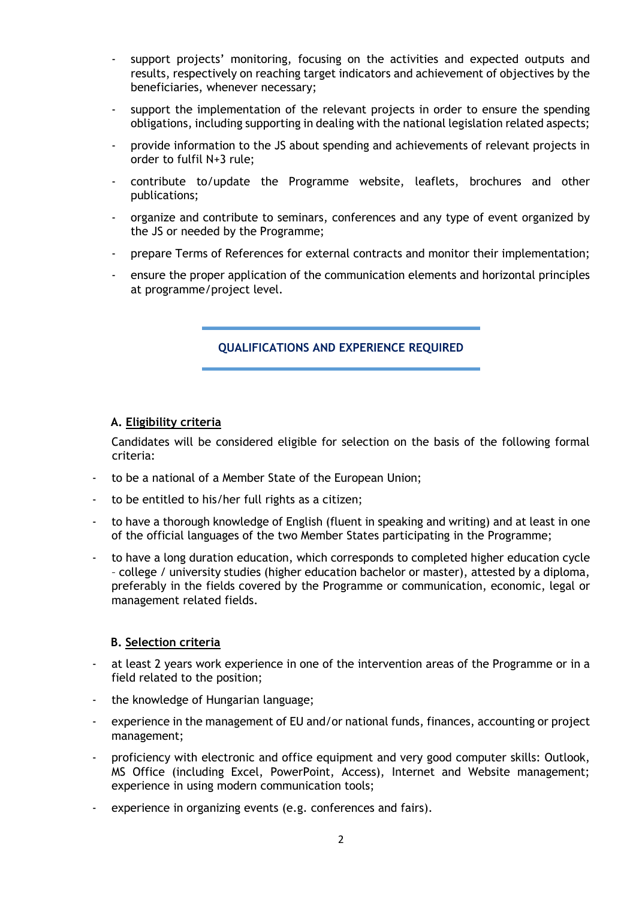- support projects' monitoring, focusing on the activities and expected outputs and results, respectively on reaching target indicators and achievement of objectives by the beneficiaries, whenever necessary;
- support the implementation of the relevant projects in order to ensure the spending obligations, including supporting in dealing with the national legislation related aspects;
- provide information to the JS about spending and achievements of relevant projects in order to fulfil N+3 rule;
- contribute to/update the Programme website, leaflets, brochures and other publications;
- organize and contribute to seminars, conferences and any type of event organized by the JS or needed by the Programme;
- prepare Terms of References for external contracts and monitor their implementation;
- ensure the proper application of the communication elements and horizontal principles at programme/project level.

## QUALIFICATIONS AND EXPERIENCE REQUIRED

### A. Eligibility criteria

Candidates will be considered eligible for selection on the basis of the following formal criteria:

- to be a national of a Member State of the European Union;
- to be entitled to his/her full rights as a citizen;
- to have a thorough knowledge of English (fluent in speaking and writing) and at least in one of the official languages of the two Member States participating in the Programme;
- to have a long duration education, which corresponds to completed higher education cycle – college / university studies (higher education bachelor or master), attested by a diploma, preferably in the fields covered by the Programme or communication, economic, legal or management related fields.

### B. Selection criteria

- at least 2 years work experience in one of the intervention areas of the Programme or in a field related to the position;
- the knowledge of Hungarian language;
- experience in the management of EU and/or national funds, finances, accounting or project management;
- proficiency with electronic and office equipment and very good computer skills: Outlook, MS Office (including Excel, PowerPoint, Access), Internet and Website management; experience in using modern communication tools;
- experience in organizing events (e.g. conferences and fairs).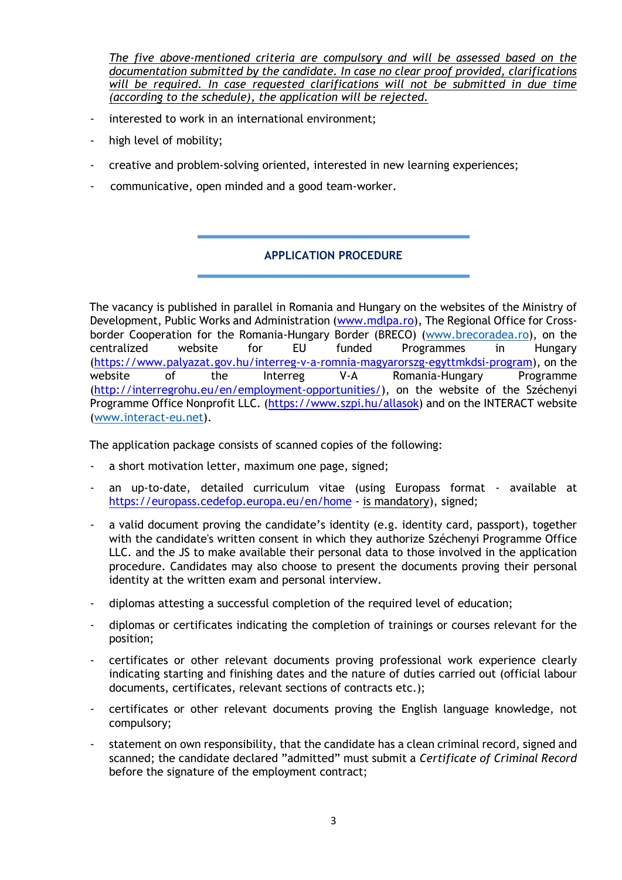*The five above-mentioned criteria are compulsory and will be assessed based on the documentation submitted by the candidate. In case no clear proof provided, clarifications will be required. In case requested clarifications will not be submitted in due time (according to the schedule), the application will be rejected.*

- interested to work in an international environment;
- high level of mobility;
- creative and problem-solving oriented, interested in new learning experiences;
- communicative, open minded and a good team-worker.

## APPLICATION PROCEDURE

The vacancy is published in parallel in Romania and Hungary on the websites of the Ministry of Development, Public Works and Administration (www.mdlpa.ro), The Regional Office for Cross-border Cooperation for the Romania-Hungary Border (BRECO) (www.brecoradea.ro), on the centralized website for EU funded Programmes in Hungary (https://www.palyazat.gov.hu/interreg-v-a-romnia-magyarorszg-egyttmkdsi-program), on the website of the Interreg V-A Romania-Hungary Programme (http://interregrohu.eu/en/employment-opportunities/), on the website of the Széchenyi Programme Office Nonprofit LLC. (https://www.szpi.hu/allasok) and on the INTERACT website (www.interact-eu.net).

The application package consists of scanned copies of the following:

- a short motivation letter, maximum one page, signed;
- an up-to-date, detailed curriculum vitae (using Europass format - available at https://europass.cedefop.europa.eu/en/home - is mandatory), signed;
- a valid document proving the candidate's identity (e.g. identity card, passport), together with the candidate's written consent in which they authorize Széchenyi Programme Office LLC. and the JS to make available their personal data to those involved in the application procedure. Candidates may also choose to present the documents proving their personal identity at the written exam and personal interview.
- diplomas attesting a successful completion of the required level of education;
- diplomas or certificates indicating the completion of trainings or courses relevant for the position;
- certificates or other relevant documents proving professional work experience clearly indicating starting and finishing dates and the nature of duties carried out (official labour documents, certificates, relevant sections of contracts etc.);
- certificates or other relevant documents proving the English language knowledge, not compulsory;
- statement on own responsibility, that the candidate has a clean criminal record, signed and scanned; the candidate declared "admitted" must submit a *Certificate of Criminal Record* before the signature of the employment contract;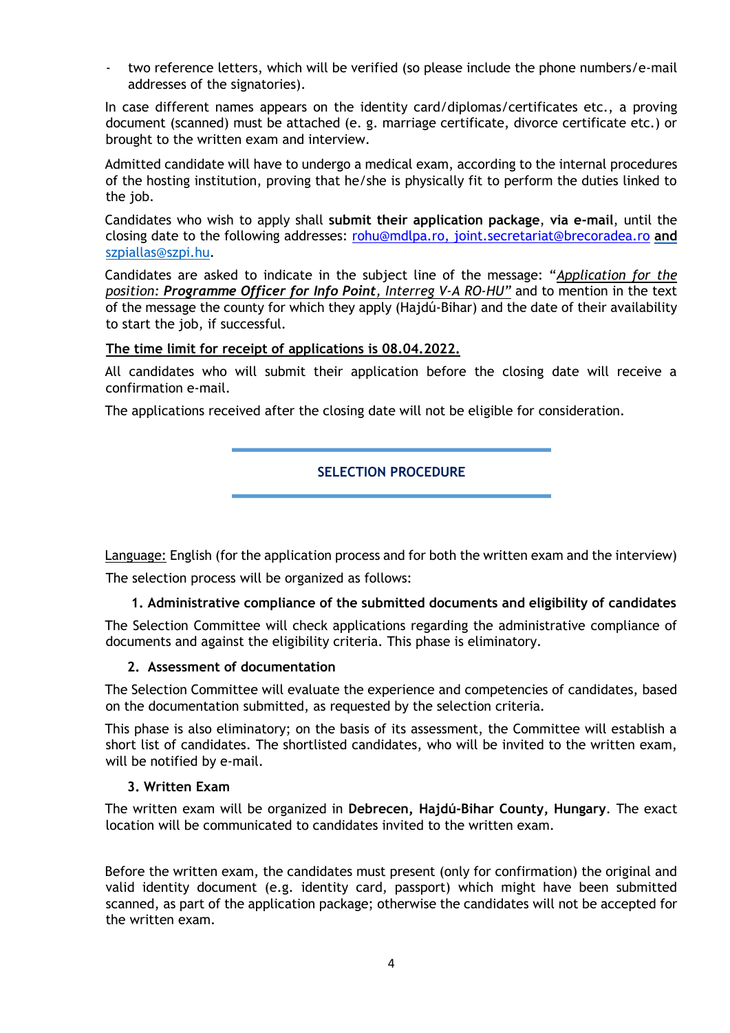- two reference letters, which will be verified (so please include the phone numbers/e-mail addresses of the signatories).

In case different names appears on the identity card/diplomas/certificates etc., a proving document (scanned) must be attached (e. g. marriage certificate, divorce certificate etc.) or brought to the written exam and interview.

Admitted candidate will have to undergo a medical exam, according to the internal procedures of the hosting institution, proving that he/she is physically fit to perform the duties linked to the job.

Candidates who wish to apply shall **submit their application package**, **via e-mail**, until the closing date to the following addresses: rohu@mdlpa.ro, joint.secretariat@brecoradea.ro **and** szpiallas@szpi.hu.

Candidates are asked to indicate in the subject line of the message: "*Application for the position: **Programme Officer for Info Point**, Interreg V-A RO-HU*" and to mention in the text of the message the county for which they apply (Hajdú-Bihar) and the date of their availability to start the job, if successful.

**The time limit for receipt of applications is 08.04.2022.**

All candidates who will submit their application before the closing date will receive a confirmation e-mail.

The applications received after the closing date will not be eligible for consideration.

## SELECTION PROCEDURE

Language: English (for the application process and for both the written exam and the interview)

The selection process will be organized as follows:

### 1. Administrative compliance of the submitted documents and eligibility of candidates

The Selection Committee will check applications regarding the administrative compliance of documents and against the eligibility criteria. This phase is eliminatory.

### 2. Assessment of documentation

The Selection Committee will evaluate the experience and competencies of candidates, based on the documentation submitted, as requested by the selection criteria.

This phase is also eliminatory; on the basis of its assessment, the Committee will establish a short list of candidates. The shortlisted candidates, who will be invited to the written exam, will be notified by e-mail.

### 3. Written Exam

The written exam will be organized in **Debrecen, Hajdú-Bihar County, Hungary**. The exact location will be communicated to candidates invited to the written exam.

Before the written exam, the candidates must present (only for confirmation) the original and valid identity document (e.g. identity card, passport) which might have been submitted scanned, as part of the application package; otherwise the candidates will not be accepted for the written exam.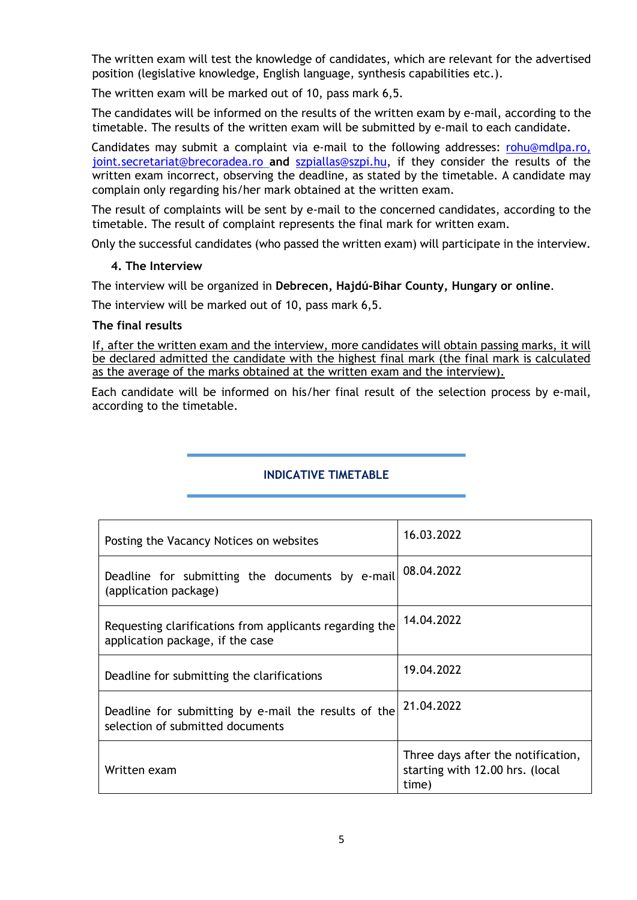The written exam will test the knowledge of candidates, which are relevant for the advertised position (legislative knowledge, English language, synthesis capabilities etc.).

The written exam will be marked out of 10, pass mark 6,5.

The candidates will be informed on the results of the written exam by e-mail, according to the timetable. The results of the written exam will be submitted by e-mail to each candidate.

Candidates may submit a complaint via e-mail to the following addresses: rohu@mdlpa.ro, joint.secretariat@brecoradea.ro **and** szpiallas@szpi.hu, if they consider the results of the written exam incorrect, observing the deadline, as stated by the timetable. A candidate may complain only regarding his/her mark obtained at the written exam.

The result of complaints will be sent by e-mail to the concerned candidates, according to the timetable. The result of complaint represents the final mark for written exam.

Only the successful candidates (who passed the written exam) will participate in the interview.

### 4. The Interview

The interview will be organized in **Debrecen, Hajdú-Bihar County, Hungary or online**.

The interview will be marked out of 10, pass mark 6,5.

**The final results**

If, after the written exam and the interview, more candidates will obtain passing marks, it will be declared admitted the candidate with the highest final mark (the final mark is calculated as the average of the marks obtained at the written exam and the interview).

Each candidate will be informed on his/her final result of the selection process by e-mail, according to the timetable.

## INDICATIVE TIMETABLE

| | |
|---|---|
| Posting the Vacancy Notices on websites | 16.03.2022 |
| Deadline for submitting the documents by e-mail (application package) | 08.04.2022 |
| Requesting clarifications from applicants regarding the application package, if the case | 14.04.2022 |
| Deadline for submitting the clarifications | 19.04.2022 |
| Deadline for submitting by e-mail the results of the selection of submitted documents | 21.04.2022 |
| Written exam | Three days after the notification, starting with 12.00 hrs. (local time) |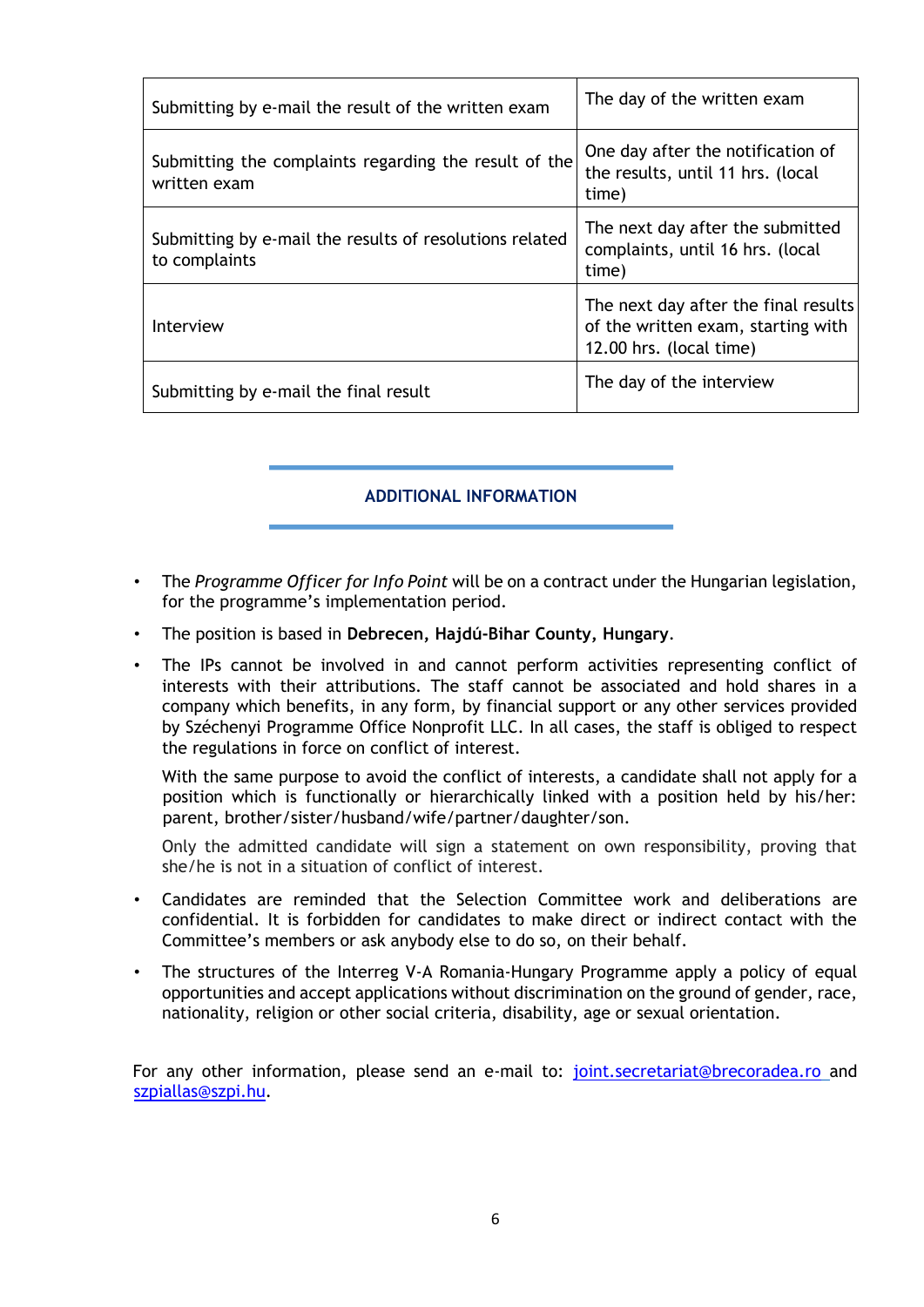| | |
|---|---|
| Submitting by e-mail the result of the written exam | The day of the written exam |
| Submitting the complaints regarding the result of the written exam | One day after the notification of the results, until 11 hrs. (local time) |
| Submitting by e-mail the results of resolutions related to complaints | The next day after the submitted complaints, until 16 hrs. (local time) |
| Interview | The next day after the final results of the written exam, starting with 12.00 hrs. (local time) |
| Submitting by e-mail the final result | The day of the interview |

## ADDITIONAL INFORMATION

- The *Programme Officer for Info Point* will be on a contract under the Hungarian legislation, for the programme's implementation period.
- The position is based in **Debrecen, Hajdú-Bihar County, Hungary**.
- The IPs cannot be involved in and cannot perform activities representing conflict of interests with their attributions. The staff cannot be associated and hold shares in a company which benefits, in any form, by financial support or any other services provided by Széchenyi Programme Office Nonprofit LLC. In all cases, the staff is obliged to respect the regulations in force on conflict of interest.

  With the same purpose to avoid the conflict of interests, a candidate shall not apply for a position which is functionally or hierarchically linked with a position held by his/her: parent, brother/sister/husband/wife/partner/daughter/son.

  Only the admitted candidate will sign a statement on own responsibility, proving that she/he is not in a situation of conflict of interest.
- Candidates are reminded that the Selection Committee work and deliberations are confidential. It is forbidden for candidates to make direct or indirect contact with the Committee's members or ask anybody else to do so, on their behalf.
- The structures of the Interreg V-A Romania-Hungary Programme apply a policy of equal opportunities and accept applications without discrimination on the ground of gender, race, nationality, religion or other social criteria, disability, age or sexual orientation.

For any other information, please send an e-mail to: joint.secretariat@brecoradea.ro and szpiallas@szpi.hu.